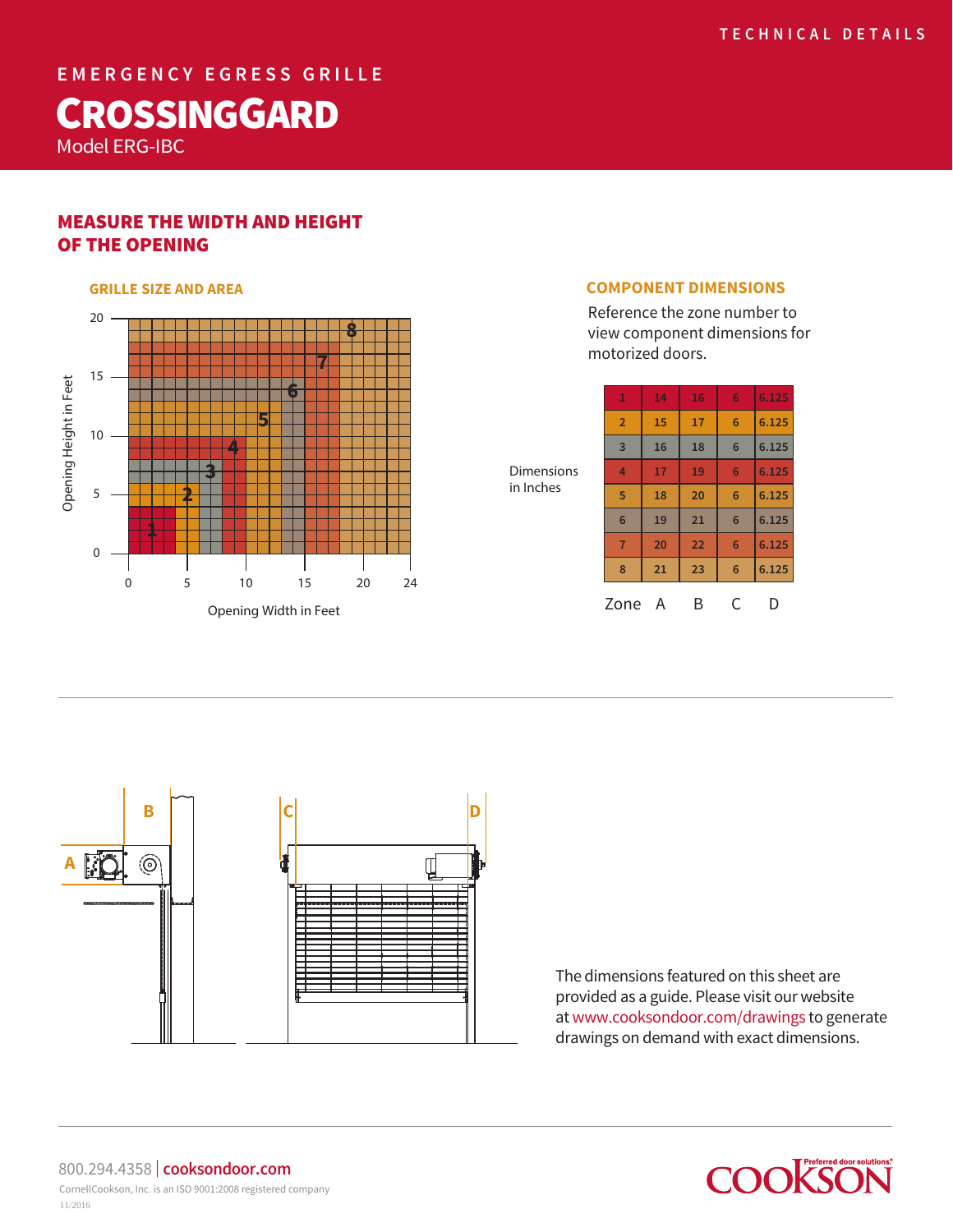TECHNICAL DETAILS

EMERGENCY EGRESS GRILLE

# CROSSINGGARD

Model ERG-IBC

## MEASURE THE WIDTH AND HEIGHT OF THE OPENING

### GRILLE SIZE AND AREA

### COMPONENT DIMENSIONS

Reference the zone number to view component dimensions for motorized doors.

Dimensions in Inches

| Zone | A | B | C | D |
|---|---|---|---|---|
| 1 | 14 | 16 | 6 | 6.125 |
| 2 | 15 | 17 | 6 | 6.125 |
| 3 | 16 | 18 | 6 | 6.125 |
| 4 | 17 | 19 | 6 | 6.125 |
| 5 | 18 | 20 | 6 | 6.125 |
| 6 | 19 | 21 | 6 | 6.125 |
| 7 | 20 | 22 | 6 | 6.125 |
| 8 | 21 | 23 | 6 | 6.125 |

The dimensions featured on this sheet are provided as a guide. Please visit our website at www.cooksondoor.com/drawings to generate drawings on demand with exact dimensions.

800.294.4358 | cooksondoor.com

CornellCookson, Inc. is an ISO 9001:2008 registered company

11/2016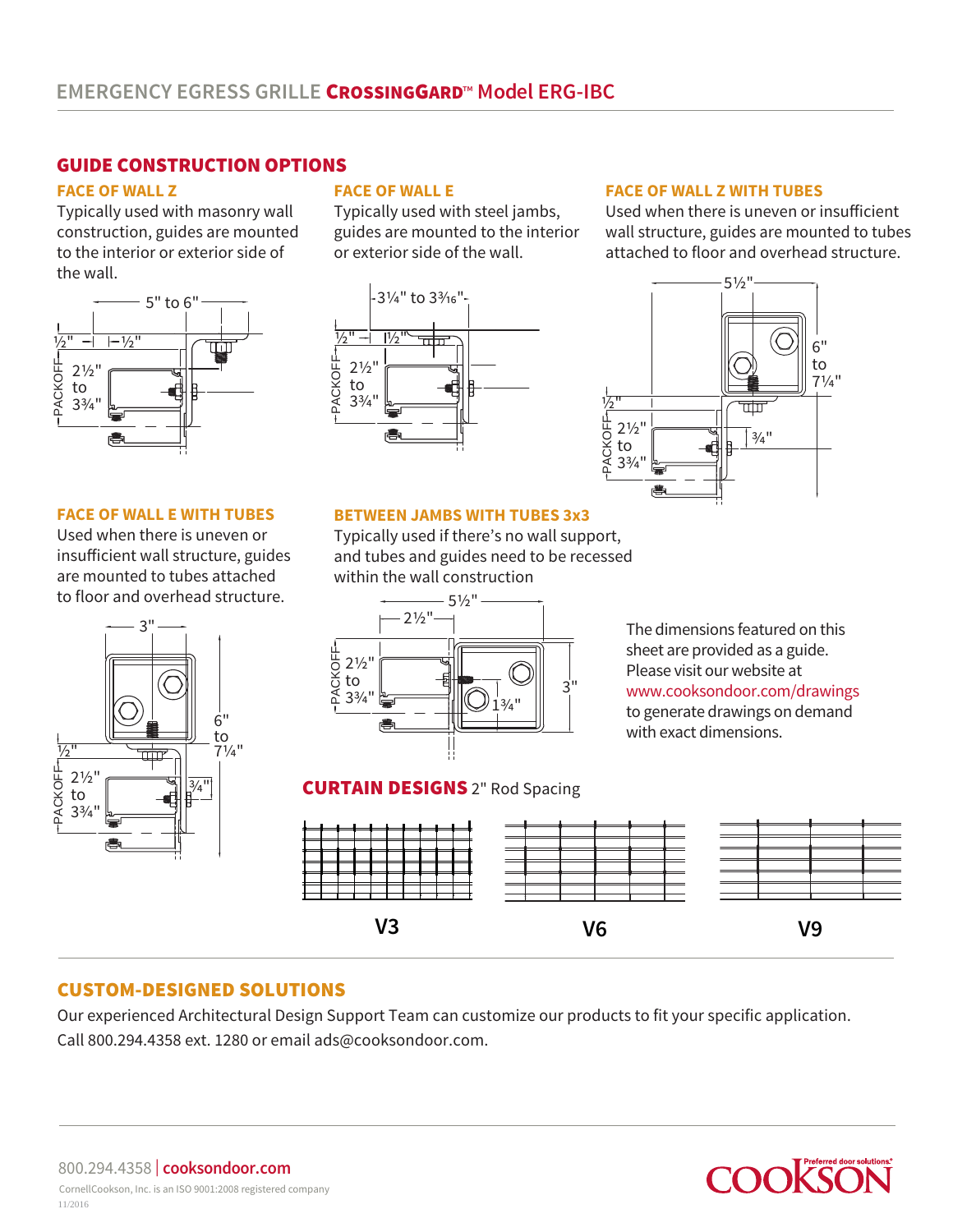EMERGENCY EGRESS GRILLE **CROSSINGGARD**™ Model ERG-IBC

## GUIDE CONSTRUCTION OPTIONS

### FACE OF WALL Z

Typically used with masonry wall construction, guides are mounted to the interior or exterior side of the wall.

5" to 6"
½"
½"
PACKOFF
2½" to 3¾"

### FACE OF WALL E

Typically used with steel jambs, guides are mounted to the interior or exterior side of the wall.

3¼" to 3³⁄₁₆"
½"
½"
PACKOFF
2½" to 3¾"

### FACE OF WALL Z WITH TUBES

Used when there is uneven or insufficient wall structure, guides are mounted to tubes attached to floor and overhead structure.

5½"
6" to 7¼"
½"
PACKOFF
2½" to 3¾"
¾"

### FACE OF WALL E WITH TUBES

Used when there is uneven or insufficient wall structure, guides are mounted to tubes attached to floor and overhead structure.

3"
6" to 7¼"
½"
PACKOFF
2½" to 3¾"
¾"

### BETWEEN JAMBS WITH TUBES 3x3

Typically used if there's no wall support, and tubes and guides need to be recessed within the wall construction

5½"
2½"
PACKOFF
2½" to 3¾"
1¾"
3"

The dimensions featured on this sheet are provided as a guide. Please visit our website at www.cooksondoor.com/drawings to generate drawings on demand with exact dimensions.

## CURTAIN DESIGNS 2" Rod Spacing

V3

V6

V9

## CUSTOM-DESIGNED SOLUTIONS

Our experienced Architectural Design Support Team can customize our products to fit your specific application. Call 800.294.4358 ext. 1280 or email ads@cooksondoor.com.

800.294.4358 | cooksondoor.com

CornellCookson, Inc. is an ISO 9001:2008 registered company

11/2016

COOKSON Preferred door solutions.®